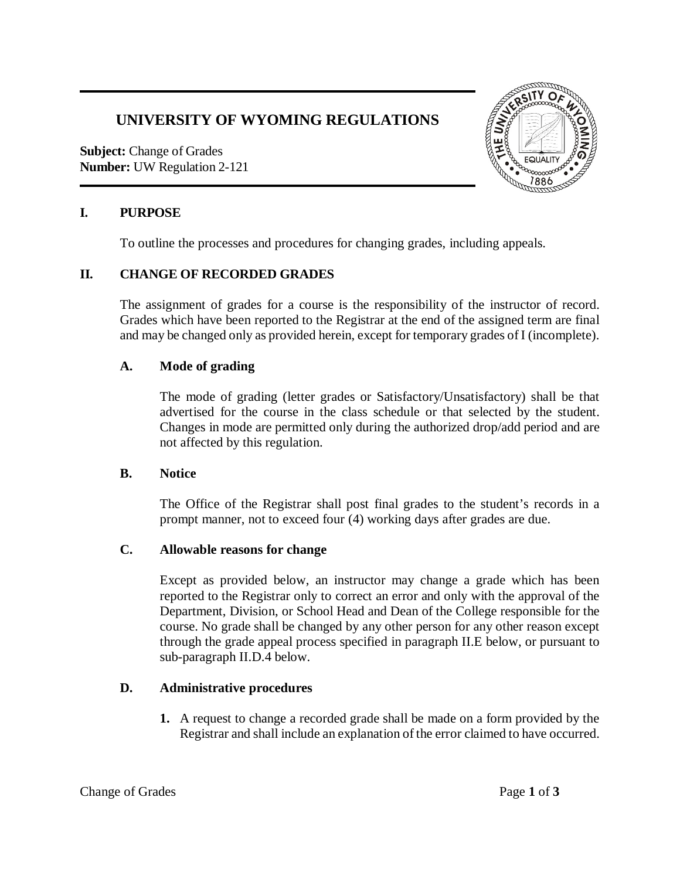# UNIVERSITY OF WYOMING REGULATIONS

**Subject:** Change of Grades
**Number:** UW Regulation 2-121

## I. PURPOSE

To outline the processes and procedures for changing grades, including appeals.

## II. CHANGE OF RECORDED GRADES

The assignment of grades for a course is the responsibility of the instructor of record. Grades which have been reported to the Registrar at the end of the assigned term are final and may be changed only as provided herein, except for temporary grades of I (incomplete).

### A. Mode of grading

The mode of grading (letter grades or Satisfactory/Unsatisfactory) shall be that advertised for the course in the class schedule or that selected by the student. Changes in mode are permitted only during the authorized drop/add period and are not affected by this regulation.

### B. Notice

The Office of the Registrar shall post final grades to the student's records in a prompt manner, not to exceed four (4) working days after grades are due.

### C. Allowable reasons for change

Except as provided below, an instructor may change a grade which has been reported to the Registrar only to correct an error and only with the approval of the Department, Division, or School Head and Dean of the College responsible for the course. No grade shall be changed by any other person for any other reason except through the grade appeal process specified in paragraph II.E below, or pursuant to sub-paragraph II.D.4 below.

### D. Administrative procedures

1. A request to change a recorded grade shall be made on a form provided by the Registrar and shall include an explanation of the error claimed to have occurred.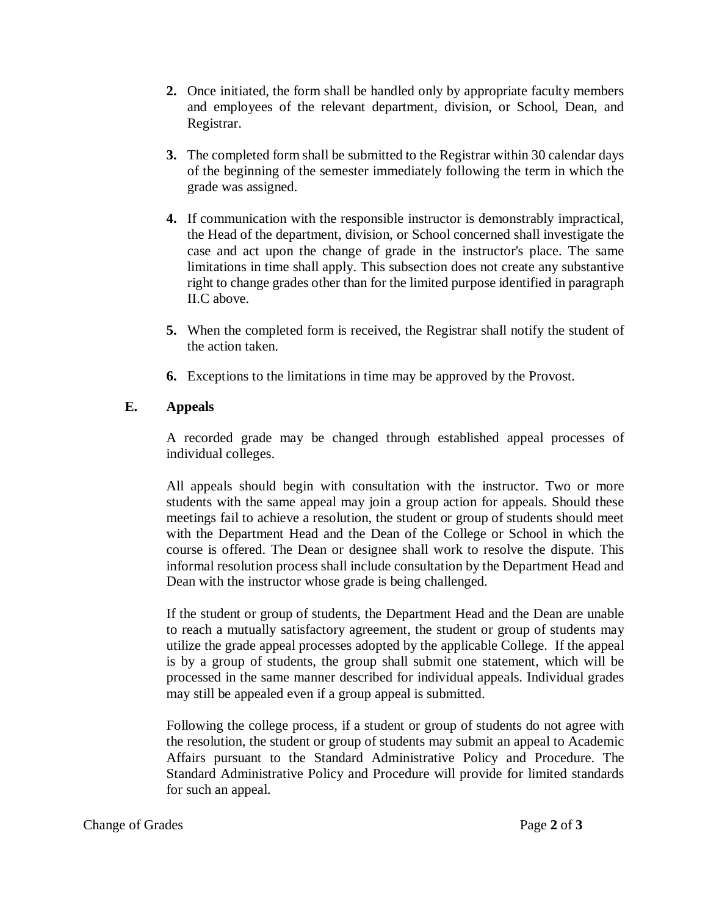2. Once initiated, the form shall be handled only by appropriate faculty members and employees of the relevant department, division, or School, Dean, and Registrar.

3. The completed form shall be submitted to the Registrar within 30 calendar days of the beginning of the semester immediately following the term in which the grade was assigned.

4. If communication with the responsible instructor is demonstrably impractical, the Head of the department, division, or School concerned shall investigate the case and act upon the change of grade in the instructor's place. The same limitations in time shall apply. This subsection does not create any substantive right to change grades other than for the limited purpose identified in paragraph II.C above.

5. When the completed form is received, the Registrar shall notify the student of the action taken.

6. Exceptions to the limitations in time may be approved by the Provost.

### E. Appeals

A recorded grade may be changed through established appeal processes of individual colleges.

All appeals should begin with consultation with the instructor. Two or more students with the same appeal may join a group action for appeals. Should these meetings fail to achieve a resolution, the student or group of students should meet with the Department Head and the Dean of the College or School in which the course is offered. The Dean or designee shall work to resolve the dispute. This informal resolution process shall include consultation by the Department Head and Dean with the instructor whose grade is being challenged.

If the student or group of students, the Department Head and the Dean are unable to reach a mutually satisfactory agreement, the student or group of students may utilize the grade appeal processes adopted by the applicable College. If the appeal is by a group of students, the group shall submit one statement, which will be processed in the same manner described for individual appeals. Individual grades may still be appealed even if a group appeal is submitted.

Following the college process, if a student or group of students do not agree with the resolution, the student or group of students may submit an appeal to Academic Affairs pursuant to the Standard Administrative Policy and Procedure. The Standard Administrative Policy and Procedure will provide for limited standards for such an appeal.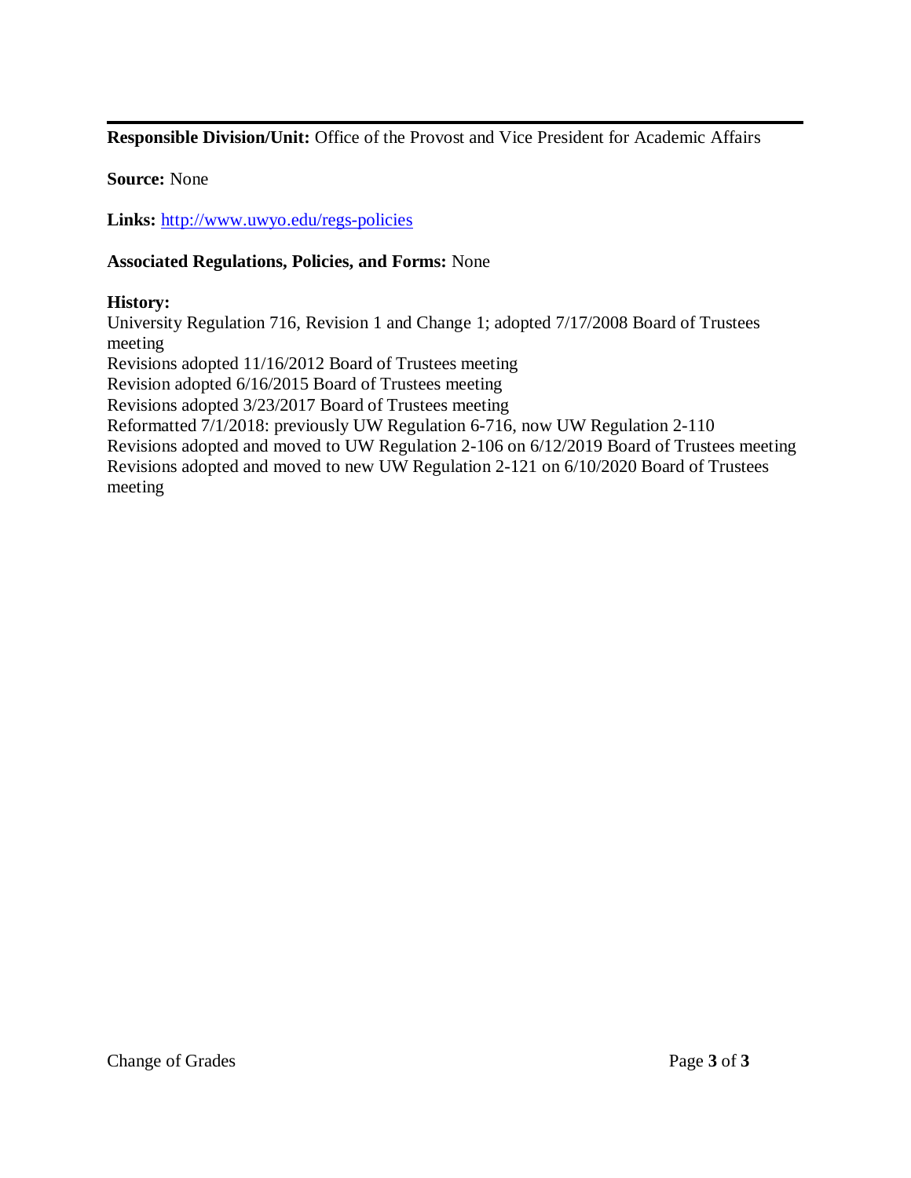---

**Responsible Division/Unit:** Office of the Provost and Vice President for Academic Affairs

**Source:** None

**Links:** http://www.uwyo.edu/regs-policies

**Associated Regulations, Policies, and Forms:** None

**History:**
University Regulation 716, Revision 1 and Change 1; adopted 7/17/2008 Board of Trustees meeting
Revisions adopted 11/16/2012 Board of Trustees meeting
Revision adopted 6/16/2015 Board of Trustees meeting
Revisions adopted 3/23/2017 Board of Trustees meeting
Reformatted 7/1/2018: previously UW Regulation 6-716, now UW Regulation 2-110
Revisions adopted and moved to UW Regulation 2-106 on 6/12/2019 Board of Trustees meeting
Revisions adopted and moved to new UW Regulation 2-121 on 6/10/2020 Board of Trustees meeting